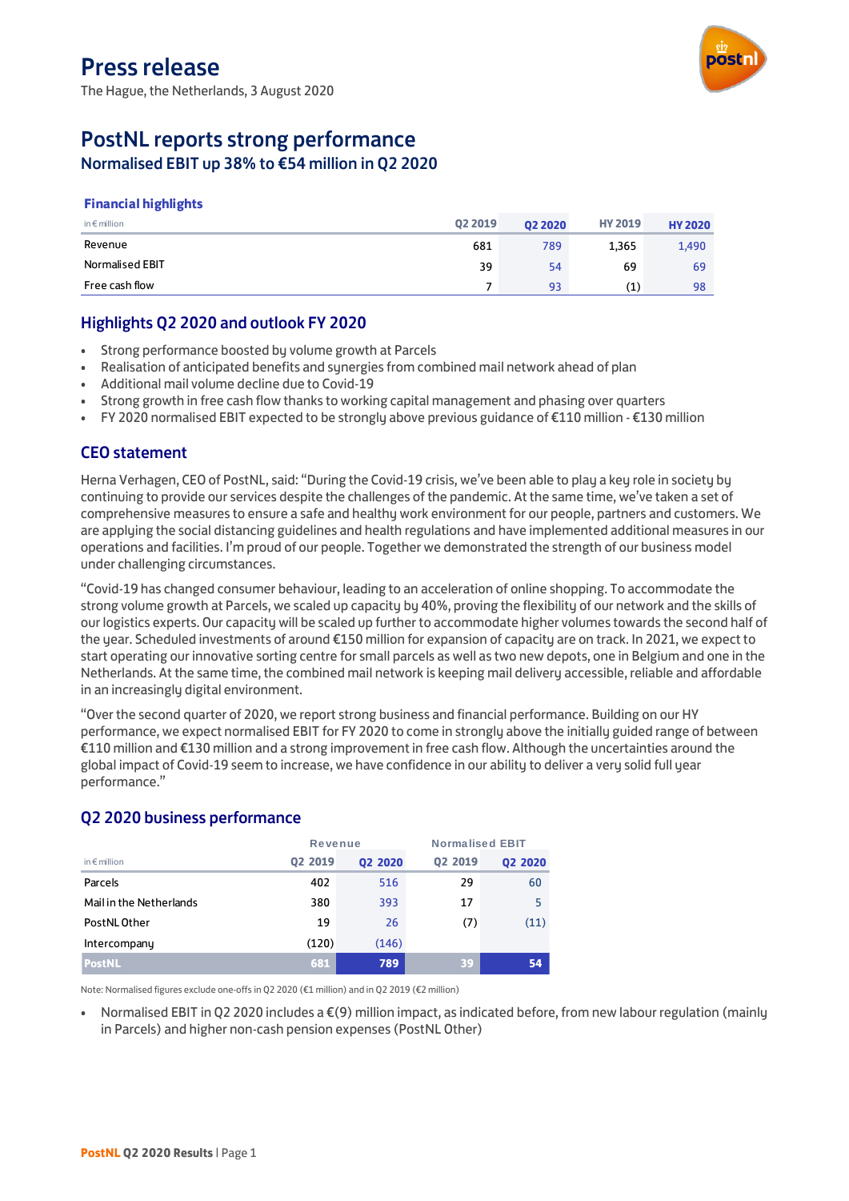# Press release

The Hague, the Netherlands, 3 August 2020

## PostNL reports strong performance

### Normalised EBIT up 38% to €54 million in Q2 2020

**Financial highlights**

| in € million | Q2 2019 | Q2 2020 | HY 2019 | HY 2020 |
|---|---|---|---|---|
| Revenue | 681 | 789 | 1,365 | 1,490 |
| Normalised EBIT | 39 | 54 | 69 | 69 |
| Free cash flow | 7 | 93 | (1) | 98 |

## Highlights Q2 2020 and outlook FY 2020

- Strong performance boosted by volume growth at Parcels
- Realisation of anticipated benefits and synergies from combined mail network ahead of plan
- Additional mail volume decline due to Covid-19
- Strong growth in free cash flow thanks to working capital management and phasing over quarters
- FY 2020 normalised EBIT expected to be strongly above previous guidance of €110 million - €130 million

## CEO statement

Herna Verhagen, CEO of PostNL, said: "During the Covid-19 crisis, we've been able to play a key role in society by continuing to provide our services despite the challenges of the pandemic. At the same time, we've taken a set of comprehensive measures to ensure a safe and healthy work environment for our people, partners and customers. We are applying the social distancing guidelines and health regulations and have implemented additional measures in our operations and facilities. I'm proud of our people. Together we demonstrated the strength of our business model under challenging circumstances.

"Covid-19 has changed consumer behaviour, leading to an acceleration of online shopping. To accommodate the strong volume growth at Parcels, we scaled up capacity by 40%, proving the flexibility of our network and the skills of our logistics experts. Our capacity will be scaled up further to accommodate higher volumes towards the second half of the year. Scheduled investments of around €150 million for expansion of capacity are on track. In 2021, we expect to start operating our innovative sorting centre for small parcels as well as two new depots, one in Belgium and one in the Netherlands. At the same time, the combined mail network is keeping mail delivery accessible, reliable and affordable in an increasingly digital environment.

"Over the second quarter of 2020, we report strong business and financial performance. Building on our HY performance, we expect normalised EBIT for FY 2020 to come in strongly above the initially guided range of between €110 million and €130 million and a strong improvement in free cash flow. Although the uncertainties around the global impact of Covid-19 seem to increase, we have confidence in our ability to deliver a very solid full year performance."

## Q2 2020 business performance

| | Revenue | | Normalised EBIT | |
|---|---|---|---|---|
| in € million | Q2 2019 | Q2 2020 | Q2 2019 | Q2 2020 |
| Parcels | 402 | 516 | 29 | 60 |
| Mail in the Netherlands | 380 | 393 | 17 | 5 |
| PostNL Other | 19 | 26 | (7) | (11) |
| Intercompany | (120) | (146) | | |
| **PostNL** | **681** | **789** | **39** | **54** |

Note: Normalised figures exclude one-offs in Q2 2020 (€1 million) and in Q2 2019 (€2 million)

- Normalised EBIT in Q2 2020 includes a €(9) million impact, as indicated before, from new labour regulation (mainly in Parcels) and higher non-cash pension expenses (PostNL Other)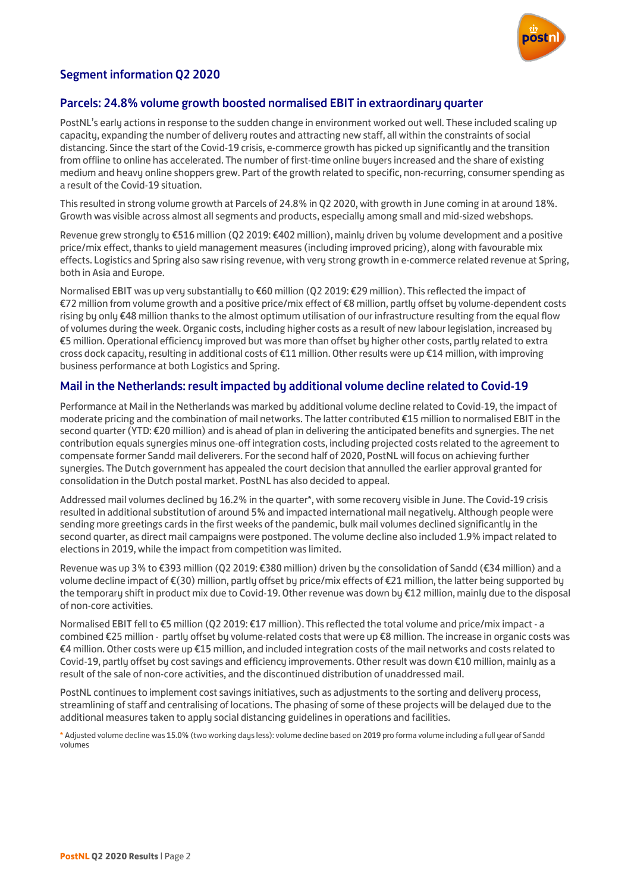## Segment information Q2 2020

### Parcels: 24.8% volume growth boosted normalised EBIT in extraordinary quarter

PostNL's early actions in response to the sudden change in environment worked out well. These included scaling up capacity, expanding the number of delivery routes and attracting new staff, all within the constraints of social distancing. Since the start of the Covid-19 crisis, e-commerce growth has picked up significantly and the transition from offline to online has accelerated. The number of first-time online buyers increased and the share of existing medium and heavy online shoppers grew. Part of the growth related to specific, non-recurring, consumer spending as a result of the Covid-19 situation.

This resulted in strong volume growth at Parcels of 24.8% in Q2 2020, with growth in June coming in at around 18%. Growth was visible across almost all segments and products, especially among small and mid-sized webshops.

Revenue grew strongly to €516 million (Q2 2019: €402 million), mainly driven by volume development and a positive price/mix effect, thanks to yield management measures (including improved pricing), along with favourable mix effects. Logistics and Spring also saw rising revenue, with very strong growth in e-commerce related revenue at Spring, both in Asia and Europe.

Normalised EBIT was up very substantially to €60 million (Q2 2019: €29 million). This reflected the impact of €72 million from volume growth and a positive price/mix effect of €8 million, partly offset by volume-dependent costs rising by only €48 million thanks to the almost optimum utilisation of our infrastructure resulting from the equal flow of volumes during the week. Organic costs, including higher costs as a result of new labour legislation, increased by €5 million. Operational efficiency improved but was more than offset by higher other costs, partly related to extra cross dock capacity, resulting in additional costs of €11 million. Other results were up €14 million, with improving business performance at both Logistics and Spring.

### Mail in the Netherlands: result impacted by additional volume decline related to Covid-19

Performance at Mail in the Netherlands was marked by additional volume decline related to Covid-19, the impact of moderate pricing and the combination of mail networks. The latter contributed €15 million to normalised EBIT in the second quarter (YTD: €20 million) and is ahead of plan in delivering the anticipated benefits and synergies. The net contribution equals synergies minus one-off integration costs, including projected costs related to the agreement to compensate former Sandd mail deliverers. For the second half of 2020, PostNL will focus on achieving further synergies. The Dutch government has appealed the court decision that annulled the earlier approval granted for consolidation in the Dutch postal market. PostNL has also decided to appeal.

Addressed mail volumes declined by 16.2% in the quarter*, with some recovery visible in June. The Covid-19 crisis resulted in additional substitution of around 5% and impacted international mail negatively. Although people were sending more greetings cards in the first weeks of the pandemic, bulk mail volumes declined significantly in the second quarter, as direct mail campaigns were postponed. The volume decline also included 1.9% impact related to elections in 2019, while the impact from competition was limited.

Revenue was up 3% to €393 million (Q2 2019: €380 million) driven by the consolidation of Sandd (€34 million) and a volume decline impact of €(30) million, partly offset by price/mix effects of €21 million, the latter being supported by the temporary shift in product mix due to Covid-19. Other revenue was down by €12 million, mainly due to the disposal of non-core activities.

Normalised EBIT fell to €5 million (Q2 2019: €17 million). This reflected the total volume and price/mix impact - a combined €25 million - partly offset by volume-related costs that were up €8 million. The increase in organic costs was €4 million. Other costs were up €15 million, and included integration costs of the mail networks and costs related to Covid-19, partly offset by cost savings and efficiency improvements. Other result was down €10 million, mainly as a result of the sale of non-core activities, and the discontinued distribution of unaddressed mail.

PostNL continues to implement cost savings initiatives, such as adjustments to the sorting and delivery process, streamlining of staff and centralising of locations. The phasing of some of these projects will be delayed due to the additional measures taken to apply social distancing guidelines in operations and facilities.

* Adjusted volume decline was 15.0% (two working days less): volume decline based on 2019 pro forma volume including a full year of Sandd volumes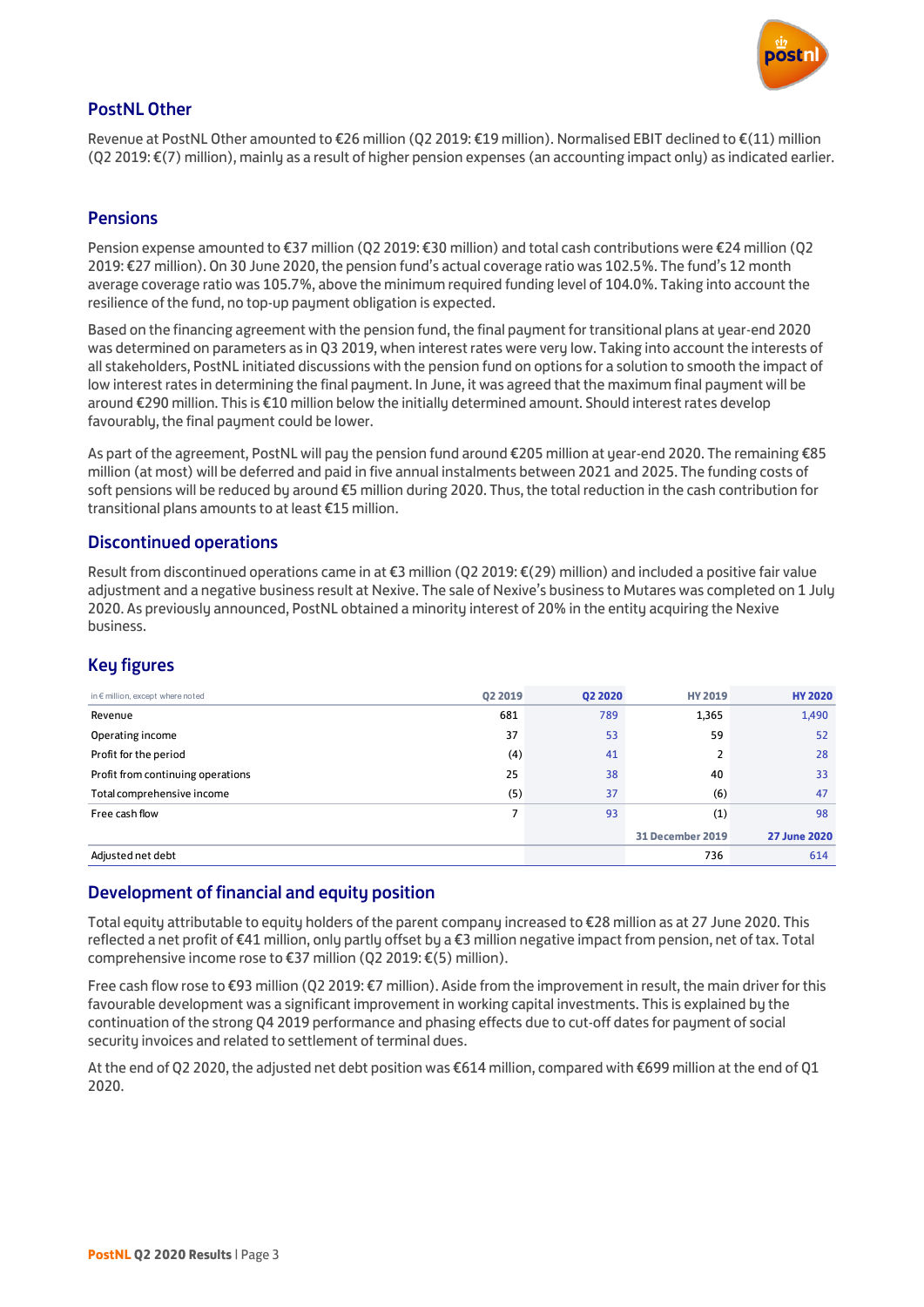## PostNL Other

Revenue at PostNL Other amounted to €26 million (Q2 2019: €19 million). Normalised EBIT declined to €(11) million (Q2 2019: €(7) million), mainly as a result of higher pension expenses (an accounting impact only) as indicated earlier.

## Pensions

Pension expense amounted to €37 million (Q2 2019: €30 million) and total cash contributions were €24 million (Q2 2019: €27 million). On 30 June 2020, the pension fund's actual coverage ratio was 102.5%. The fund's 12 month average coverage ratio was 105.7%, above the minimum required funding level of 104.0%. Taking into account the resilience of the fund, no top-up payment obligation is expected.

Based on the financing agreement with the pension fund, the final payment for transitional plans at year-end 2020 was determined on parameters as in Q3 2019, when interest rates were very low. Taking into account the interests of all stakeholders, PostNL initiated discussions with the pension fund on options for a solution to smooth the impact of low interest rates in determining the final payment. In June, it was agreed that the maximum final payment will be around €290 million. This is €10 million below the initially determined amount. Should interest rates develop favourably, the final payment could be lower.

As part of the agreement, PostNL will pay the pension fund around €205 million at year-end 2020. The remaining €85 million (at most) will be deferred and paid in five annual instalments between 2021 and 2025. The funding costs of soft pensions will be reduced by around €5 million during 2020. Thus, the total reduction in the cash contribution for transitional plans amounts to at least €15 million.

## Discontinued operations

Result from discontinued operations came in at €3 million (Q2 2019: €(29) million) and included a positive fair value adjustment and a negative business result at Nexive. The sale of Nexive's business to Mutares was completed on 1 July 2020. As previously announced, PostNL obtained a minority interest of 20% in the entity acquiring the Nexive business.

## Key figures

| in € million, except where noted | Q2 2019 | Q2 2020 | HY 2019 | HY 2020 |
|---|---|---|---|---|
| Revenue | 681 | 789 | 1,365 | 1,490 |
| Operating income | 37 | 53 | 59 | 52 |
| Profit for the period | (4) | 41 | 2 | 28 |
| Profit from continuing operations | 25 | 38 | 40 | 33 |
| Total comprehensive income | (5) | 37 | (6) | 47 |
| Free cash flow | 7 | 93 | (1) | 98 |
| | | | 31 December 2019 | 27 June 2020 |
| Adjusted net debt | | | 736 | 614 |

## Development of financial and equity position

Total equity attributable to equity holders of the parent company increased to €28 million as at 27 June 2020. This reflected a net profit of €41 million, only partly offset by a €3 million negative impact from pension, net of tax. Total comprehensive income rose to €37 million (Q2 2019: €(5) million).

Free cash flow rose to €93 million (Q2 2019: €7 million). Aside from the improvement in result, the main driver for this favourable development was a significant improvement in working capital investments. This is explained by the continuation of the strong Q4 2019 performance and phasing effects due to cut-off dates for payment of social security invoices and related to settlement of terminal dues.

At the end of Q2 2020, the adjusted net debt position was €614 million, compared with €699 million at the end of Q1 2020.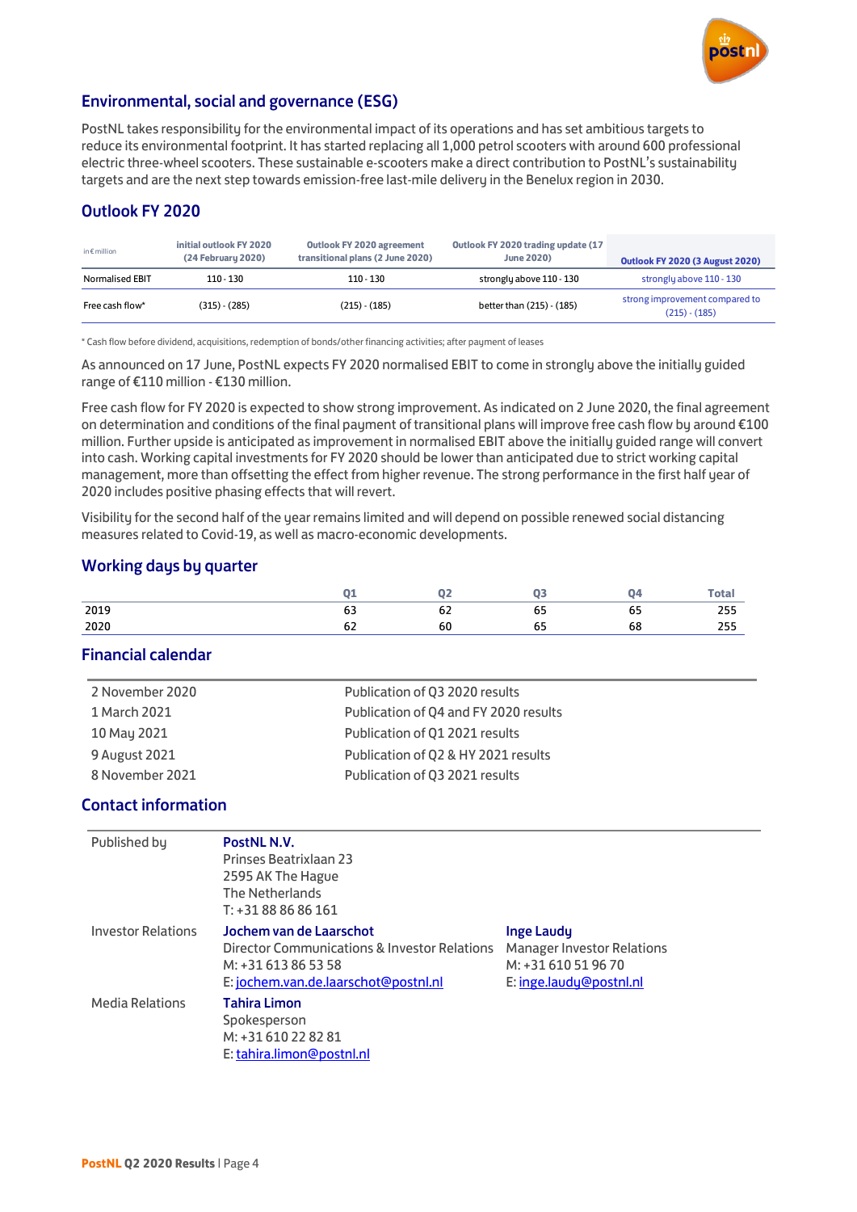## Environmental, social and governance (ESG)

PostNL takes responsibility for the environmental impact of its operations and has set ambitious targets to reduce its environmental footprint. It has started replacing all 1,000 petrol scooters with around 600 professional electric three-wheel scooters. These sustainable e-scooters make a direct contribution to PostNL's sustainability targets and are the next step towards emission-free last-mile delivery in the Benelux region in 2030.

## Outlook FY 2020

| in € million | initial outlook FY 2020 (24 February 2020) | Outlook FY 2020 agreement transitional plans (2 June 2020) | Outlook FY 2020 trading update (17 June 2020) | Outlook FY 2020 (3 August 2020) |
|---|---|---|---|---|
| Normalised EBIT | 110 - 130 | 110 - 130 | strongly above 110 - 130 | strongly above 110 - 130 |
| Free cash flow* | (315) - (285) | (215) - (185) | better than (215) - (185) | strong improvement compared to (215) - (185) |

* Cash flow before dividend, acquisitions, redemption of bonds/other financing activities; after payment of leases

As announced on 17 June, PostNL expects FY 2020 normalised EBIT to come in strongly above the initially guided range of €110 million - €130 million.

Free cash flow for FY 2020 is expected to show strong improvement. As indicated on 2 June 2020, the final agreement on determination and conditions of the final payment of transitional plans will improve free cash flow by around €100 million. Further upside is anticipated as improvement in normalised EBIT above the initially guided range will convert into cash. Working capital investments for FY 2020 should be lower than anticipated due to strict working capital management, more than offsetting the effect from higher revenue. The strong performance in the first half year of 2020 includes positive phasing effects that will revert.

Visibility for the second half of the year remains limited and will depend on possible renewed social distancing measures related to Covid-19, as well as macro-economic developments.

## Working days by quarter

| | Q1 | Q2 | Q3 | Q4 | Total |
|---|---|---|---|---|---|
| 2019 | 63 | 62 | 65 | 65 | 255 |
| 2020 | 62 | 60 | 65 | 68 | 255 |

## Financial calendar

| | |
|---|---|
| 2 November 2020 | Publication of Q3 2020 results |
| 1 March 2021 | Publication of Q4 and FY 2020 results |
| 10 May 2021 | Publication of Q1 2021 results |
| 9 August 2021 | Publication of Q2 & HY 2021 results |
| 8 November 2021 | Publication of Q3 2021 results |

## Contact information

| | | |
|---|---|---|
| Published by | **PostNL N.V.**<br>Prinses Beatrixlaan 23<br>2595 AK The Hague<br>The Netherlands<br>T: +31 88 86 86 161 | |
| Investor Relations | **Jochem van de Laarschot**<br>Director Communications & Investor Relations<br>M: +31 613 86 53 58<br>E: jochem.van.de.laarschot@postnl.nl | **Inge Laudy**<br>Manager Investor Relations<br>M: +31 610 51 96 70<br>E: inge.laudy@postnl.nl |
| Media Relations | **Tahira Limon**<br>Spokesperson<br>M: +31 610 22 82 81<br>E: tahira.limon@postnl.nl | |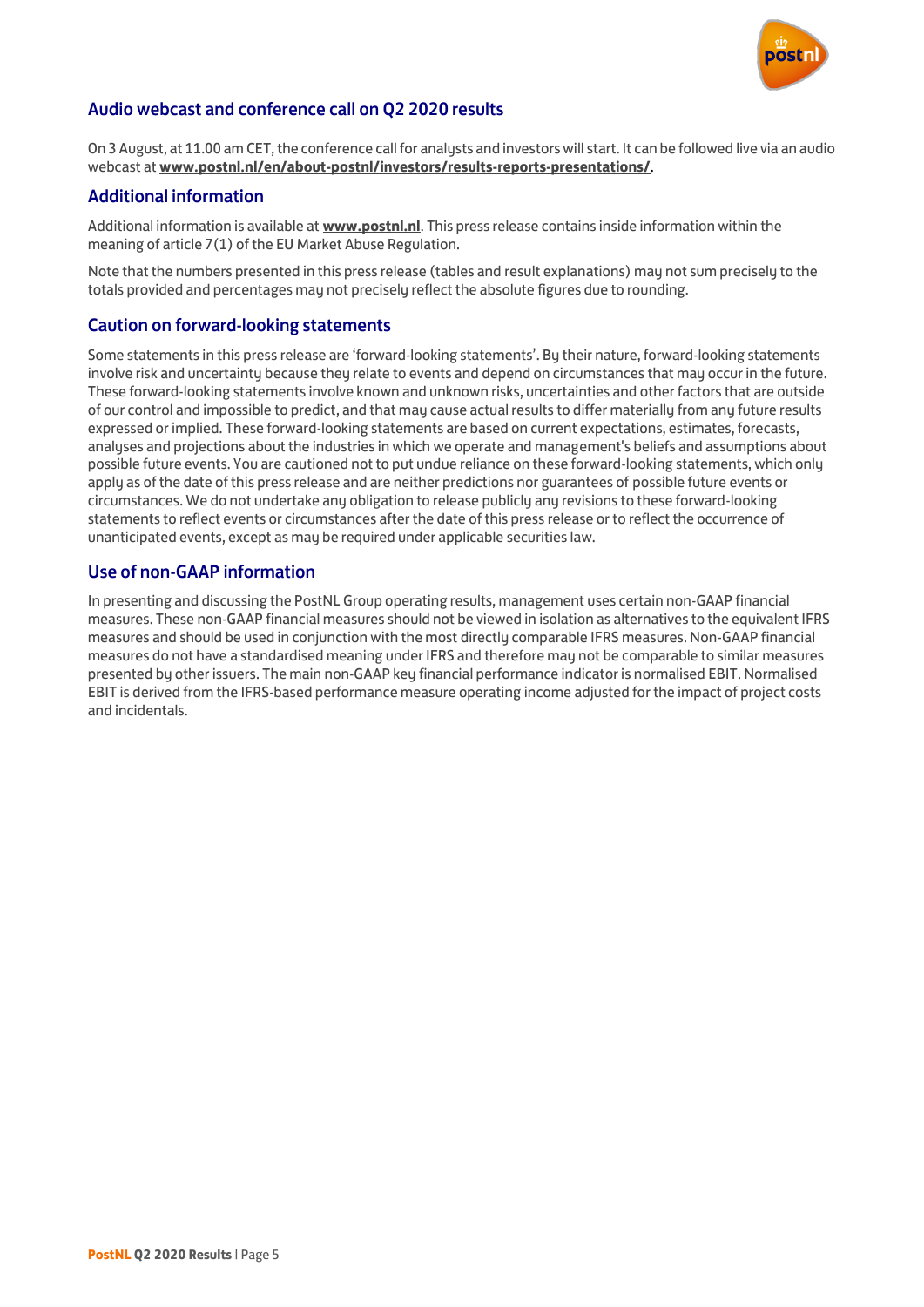## Audio webcast and conference call on Q2 2020 results

On 3 August, at 11.00 am CET, the conference call for analysts and investors will start. It can be followed live via an audio webcast at **www.postnl.nl/en/about-postnl/investors/results-reports-presentations/**.

## Additional information

Additional information is available at **www.postnl.nl**. This press release contains inside information within the meaning of article 7(1) of the EU Market Abuse Regulation.

Note that the numbers presented in this press release (tables and result explanations) may not sum precisely to the totals provided and percentages may not precisely reflect the absolute figures due to rounding.

## Caution on forward-looking statements

Some statements in this press release are 'forward-looking statements'. By their nature, forward-looking statements involve risk and uncertainty because they relate to events and depend on circumstances that may occur in the future. These forward-looking statements involve known and unknown risks, uncertainties and other factors that are outside of our control and impossible to predict, and that may cause actual results to differ materially from any future results expressed or implied. These forward-looking statements are based on current expectations, estimates, forecasts, analyses and projections about the industries in which we operate and management's beliefs and assumptions about possible future events. You are cautioned not to put undue reliance on these forward-looking statements, which only apply as of the date of this press release and are neither predictions nor guarantees of possible future events or circumstances. We do not undertake any obligation to release publicly any revisions to these forward-looking statements to reflect events or circumstances after the date of this press release or to reflect the occurrence of unanticipated events, except as may be required under applicable securities law.

## Use of non-GAAP information

In presenting and discussing the PostNL Group operating results, management uses certain non-GAAP financial measures. These non-GAAP financial measures should not be viewed in isolation as alternatives to the equivalent IFRS measures and should be used in conjunction with the most directly comparable IFRS measures. Non-GAAP financial measures do not have a standardised meaning under IFRS and therefore may not be comparable to similar measures presented by other issuers. The main non-GAAP key financial performance indicator is normalised EBIT. Normalised EBIT is derived from the IFRS-based performance measure operating income adjusted for the impact of project costs and incidentals.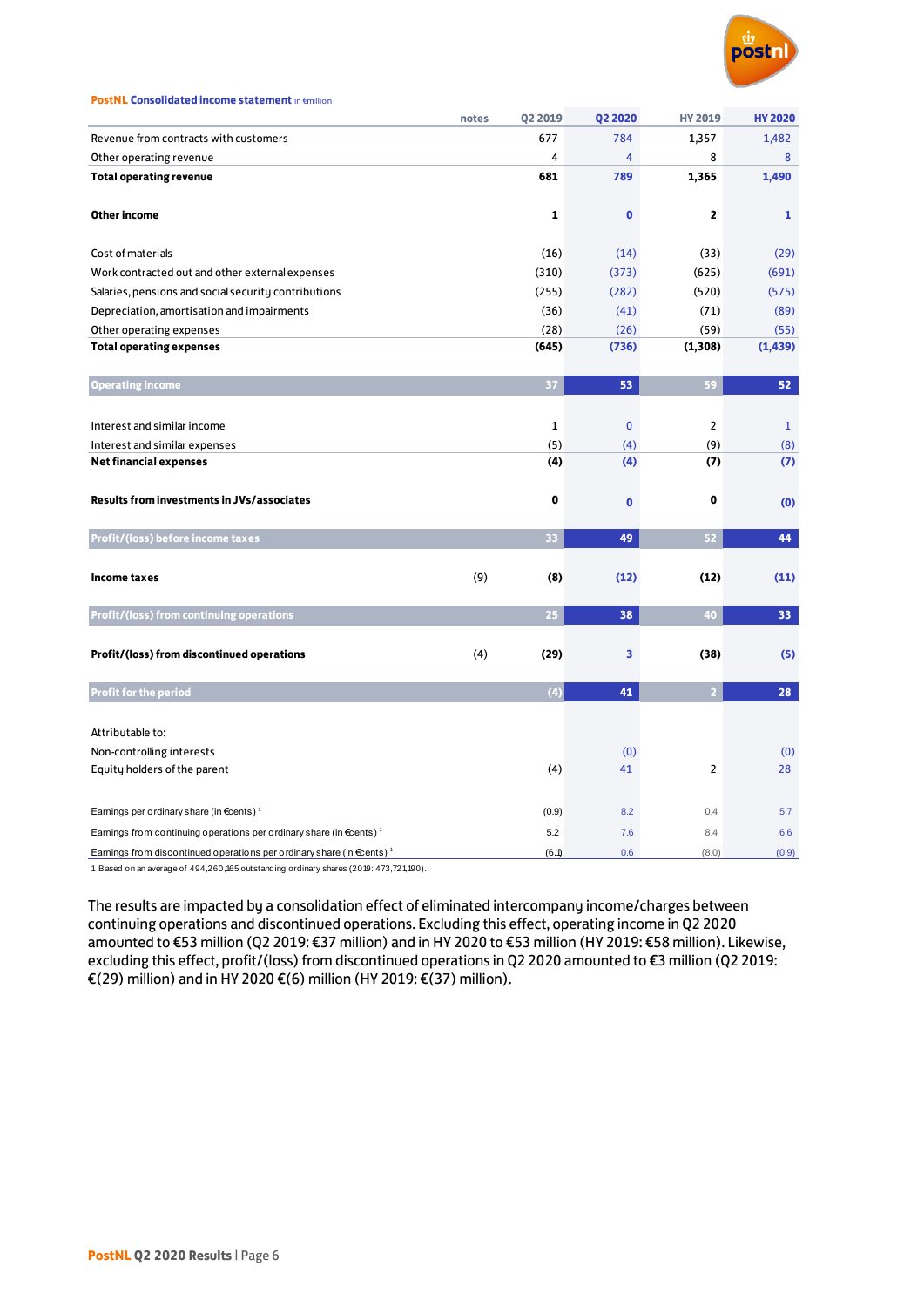**PostNL Consolidated income statement** in €million

| | notes | Q2 2019 | Q2 2020 | HY 2019 | HY 2020 |
|---|---|---|---|---|---|
| Revenue from contracts with customers | | 677 | 784 | 1,357 | 1,482 |
| Other operating revenue | | 4 | 4 | 8 | 8 |
| **Total operating revenue** | | **681** | **789** | **1,365** | **1,490** |
| **Other income** | | **1** | **0** | **2** | **1** |
| Cost of materials | | (16) | (14) | (33) | (29) |
| Work contracted out and other external expenses | | (310) | (373) | (625) | (691) |
| Salaries, pensions and social security contributions | | (255) | (282) | (520) | (575) |
| Depreciation, amortisation and impairments | | (36) | (41) | (71) | (89) |
| Other operating expenses | | (28) | (26) | (59) | (55) |
| **Total operating expenses** | | **(645)** | **(736)** | **(1,308)** | **(1,439)** |
| **Operating income** | | **37** | **53** | **59** | **52** |
| Interest and similar income | | 1 | 0 | 2 | 1 |
| Interest and similar expenses | | (5) | (4) | (9) | (8) |
| **Net financial expenses** | | **(4)** | **(4)** | **(7)** | **(7)** |
| **Results from investments in JVs/associates** | | **0** | **0** | **0** | **(0)** |
| **Profit/(loss) before income taxes** | | **33** | **49** | **52** | **44** |
| **Income taxes** | (9) | **(8)** | **(12)** | **(12)** | **(11)** |
| **Profit/(loss) from continuing operations** | | **25** | **38** | **40** | **33** |
| **Profit/(loss) from discontinued operations** | (4) | **(29)** | **3** | **(38)** | **(5)** |
| **Profit for the period** | | **(4)** | **41** | **2** | **28** |
| Attributable to: | | | | | |
| Non-controlling interests | | | (0) | | (0) |
| Equity holders of the parent | | (4) | 41 | 2 | 28 |
| Earnings per ordinary share (in €cents) [1] | | (0.9) | 8.2 | 0.4 | 5.7 |
| Earnings from continuing operations per ordinary share (in €cents) [1] | | 5.2 | 7.6 | 8.4 | 6.6 |
| Earnings from discontinued operations per ordinary share (in €cents) [1] | | (6.1) | 0.6 | (8.0) | (0.9) |

1 Based on an average of 494,260,165 outstanding ordinary shares (2019: 473,721,190).

The results are impacted by a consolidation effect of eliminated intercompany income/charges between continuing operations and discontinued operations. Excluding this effect, operating income in Q2 2020 amounted to €53 million (Q2 2019: €37 million) and in HY 2020 to €53 million (HY 2019: €58 million). Likewise, excluding this effect, profit/(loss) from discontinued operations in Q2 2020 amounted to €3 million (Q2 2019: €(29) million) and in HY 2020 €(6) million (HY 2019: €(37) million).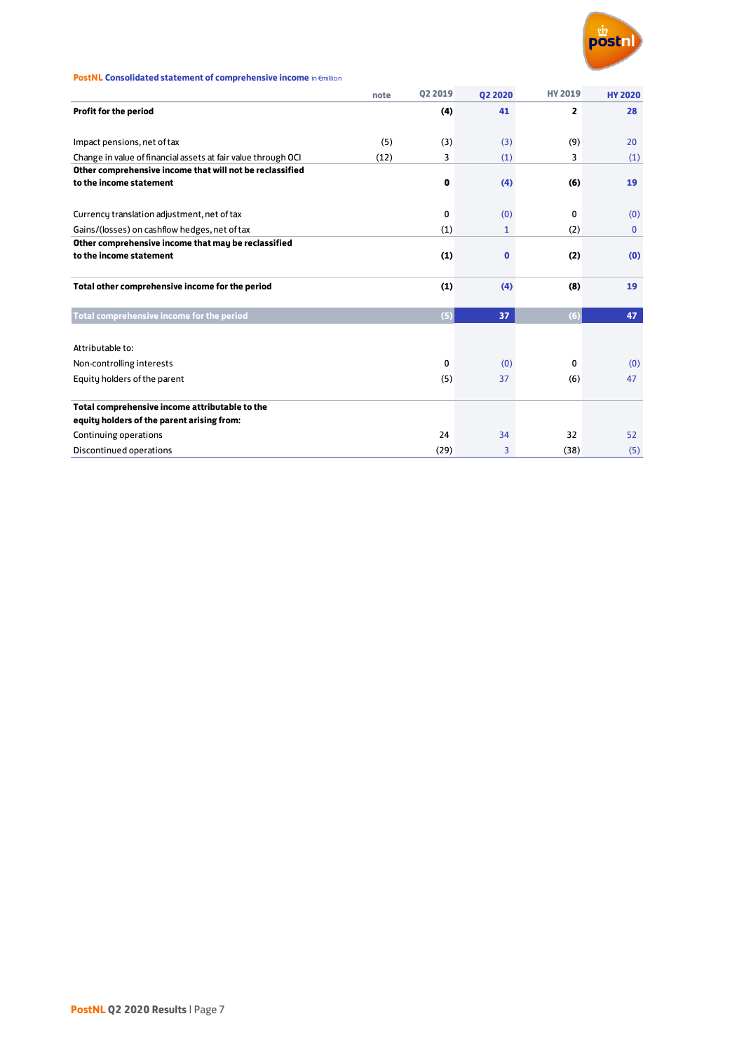**PostNL Consolidated statement of comprehensive income** in €million

| | note | Q2 2019 | Q2 2020 | HY 2019 | HY 2020 |
|---|---|---|---|---|---|
| **Profit for the period** | | **(4)** | **41** | **2** | **28** |
| | | | | | |
| Impact pensions, net of tax | (5) | (3) | (3) | (9) | 20 |
| Change in value of financial assets at fair value through OCI | (12) | 3 | (1) | 3 | (1) |
| **Other comprehensive income that will not be reclassified to the income statement** | | **0** | **(4)** | **(6)** | **19** |
| | | | | | |
| Currency translation adjustment, net of tax | | 0 | (0) | 0 | (0) |
| Gains/(losses) on cashflow hedges, net of tax | | (1) | 1 | (2) | 0 |
| **Other comprehensive income that may be reclassified to the income statement** | | **(1)** | **0** | **(2)** | **(0)** |
| | | | | | |
| **Total other comprehensive income for the period** | | **(1)** | **(4)** | **(8)** | **19** |
| | | | | | |
| **Total comprehensive income for the period** | | **(5)** | **37** | **(6)** | **47** |
| | | | | | |
| Attributable to: | | | | | |
| Non-controlling interests | | 0 | (0) | 0 | (0) |
| Equity holders of the parent | | (5) | 37 | (6) | 47 |
| | | | | | |
| **Total comprehensive income attributable to the equity holders of the parent arising from:** | | | | | |
| Continuing operations | | 24 | 34 | 32 | 52 |
| Discontinued operations | | (29) | 3 | (38) | (5) |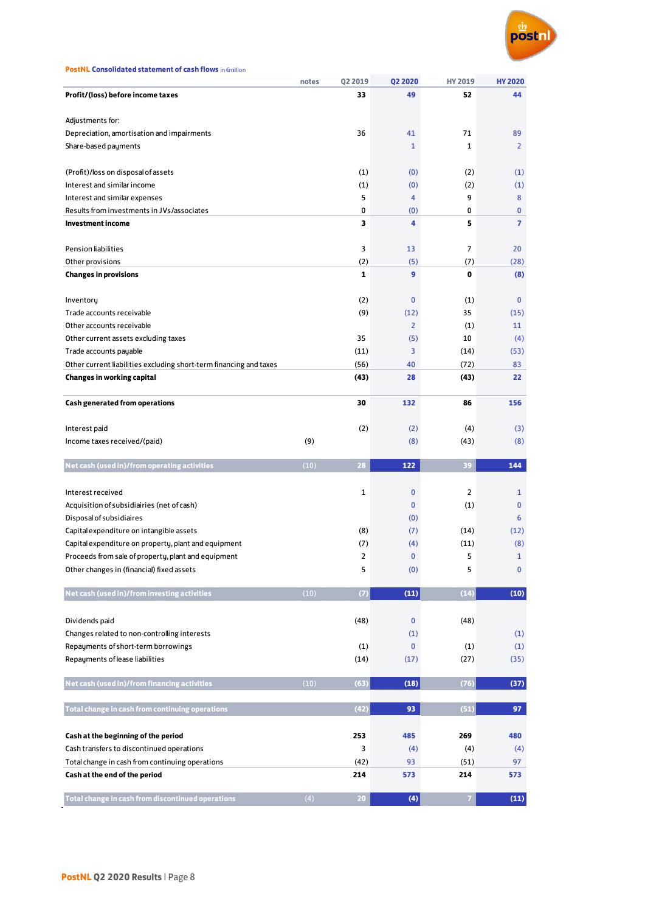**PostNL Consolidated statement of cash flows** in €million

| | notes | Q2 2019 | Q2 2020 | HY 2019 | HY 2020 |
|---|---|---|---|---|---|
| **Profit/(loss) before income taxes** | | **33** | **49** | **52** | **44** |
| | | | | | |
| Adjustments for: | | | | | |
| Depreciation, amortisation and impairments | | 36 | 41 | 71 | 89 |
| Share-based payments | | | 1 | 1 | 2 |
| | | | | | |
| (Profit)/loss on disposal of assets | | (1) | (0) | (2) | (1) |
| Interest and similar income | | (1) | (0) | (2) | (1) |
| Interest and similar expenses | | 5 | 4 | 9 | 8 |
| Results from investments in JVs/associates | | 0 | (0) | 0 | 0 |
| **Investment income** | | **3** | **4** | **5** | **7** |
| | | | | | |
| Pension liabilities | | 3 | 13 | 7 | 20 |
| Other provisions | | (2) | (5) | (7) | (28) |
| **Changes in provisions** | | **1** | **9** | **0** | **(8)** |
| | | | | | |
| Inventory | | (2) | 0 | (1) | 0 |
| Trade accounts receivable | | (9) | (12) | 35 | (15) |
| Other accounts receivable | | | 2 | (1) | 11 |
| Other current assets excluding taxes | | 35 | (5) | 10 | (4) |
| Trade accounts payable | | (11) | 3 | (14) | (53) |
| Other current liabilities excluding short-term financing and taxes | | (56) | 40 | (72) | 83 |
| **Changes in working capital** | | **(43)** | **28** | **(43)** | **22** |
| | | | | | |
| **Cash generated from operations** | | **30** | **132** | **86** | **156** |
| | | | | | |
| Interest paid | | (2) | (2) | (4) | (3) |
| Income taxes received/(paid) | (9) | | (8) | (43) | (8) |
| | | | | | |
| **Net cash (used in)/from operating activities** | (10) | **28** | **122** | **39** | **144** |
| | | | | | |
| Interest received | | 1 | 0 | 2 | 1 |
| Acquisition of subsidiairies (net of cash) | | | 0 | (1) | 0 |
| Disposal of subsidiaires | | | (0) | | 6 |
| Capital expenditure on intangible assets | | (8) | (7) | (14) | (12) |
| Capital expenditure on property, plant and equipment | | (7) | (4) | (11) | (8) |
| Proceeds from sale of property, plant and equipment | | 2 | 0 | 5 | 1 |
| Other changes in (financial) fixed assets | | 5 | (0) | 5 | 0 |
| | | | | | |
| **Net cash (used in)/from investing activities** | (10) | **(7)** | **(11)** | **(14)** | **(10)** |
| | | | | | |
| Dividends paid | | (48) | 0 | (48) | |
| Changes related to non-controlling interests | | | (1) | | (1) |
| Repayments of short-term borrowings | | (1) | 0 | (1) | (1) |
| Repayments of lease liabilities | | (14) | (17) | (27) | (35) |
| | | | | | |
| **Net cash (used in)/from financing activities** | (10) | **(63)** | **(18)** | **(76)** | **(37)** |
| | | | | | |
| **Total change in cash from continuing operations** | | **(42)** | **93** | **(51)** | **97** |
| | | | | | |
| **Cash at the beginning of the period** | | **253** | **485** | **269** | **480** |
| Cash transfers to discontinued operations | | 3 | (4) | (4) | (4) |
| Total change in cash from continuing operations | | (42) | 93 | (51) | 97 |
| **Cash at the end of the period** | | **214** | **573** | **214** | **573** |
| | | | | | |
| **Total change in cash from discontinued operations** | (4) | **20** | **(4)** | **7** | **(11)** |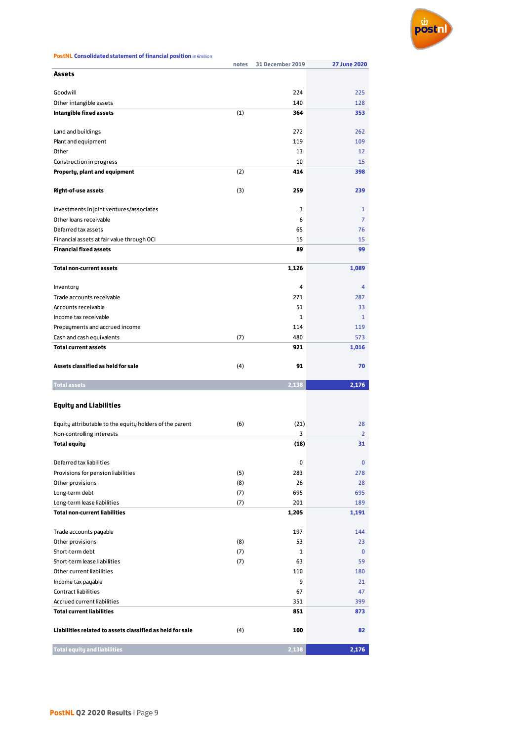**PostNL Consolidated statement of financial position** in €million

| | notes | 31 December 2019 | 27 June 2020 |
|---|---|---|---|
| **Assets** | | | |
| Goodwill | | 224 | 225 |
| Other intangible assets | | 140 | 128 |
| **Intangible fixed assets** | (1) | **364** | **353** |
| Land and buildings | | 272 | 262 |
| Plant and equipment | | 119 | 109 |
| Other | | 13 | 12 |
| Construction in progress | | 10 | 15 |
| **Property, plant and equipment** | (2) | **414** | **398** |
| **Right-of-use assets** | (3) | **259** | **239** |
| Investments in joint ventures/associates | | 3 | 1 |
| Other loans receivable | | 6 | 7 |
| Deferred tax assets | | 65 | 76 |
| Financial assets at fair value through OCI | | 15 | 15 |
| **Financial fixed assets** | | **89** | **99** |
| **Total non-current assets** | | **1,126** | **1,089** |
| Inventory | | 4 | 4 |
| Trade accounts receivable | | 271 | 287 |
| Accounts receivable | | 51 | 33 |
| Income tax receivable | | 1 | 1 |
| Prepayments and accrued income | | 114 | 119 |
| Cash and cash equivalents | (7) | 480 | 573 |
| **Total current assets** | | **921** | **1,016** |
| **Assets classified as held for sale** | (4) | **91** | **70** |
| **Total assets** | | **2,138** | **2,176** |
| **Equity and Liabilities** | | | |
| Equity attributable to the equity holders of the parent | (6) | (21) | 28 |
| Non-controlling interests | | 3 | 2 |
| **Total equity** | | **(18)** | **31** |
| Deferred tax liabilities | | 0 | 0 |
| Provisions for pension liabilities | (5) | 283 | 278 |
| Other provisions | (8) | 26 | 28 |
| Long-term debt | (7) | 695 | 695 |
| Long-term lease liabilities | (7) | 201 | 189 |
| **Total non-current liabilities** | | **1,205** | **1,191** |
| Trade accounts payable | | 197 | 144 |
| Other provisions | (8) | 53 | 23 |
| Short-term debt | (7) | 1 | 0 |
| Short-term lease liabilities | (7) | 63 | 59 |
| Other current liabilities | | 110 | 180 |
| Income tax payable | | 9 | 21 |
| Contract liabilities | | 67 | 47 |
| Accrued current liabilities | | 351 | 399 |
| **Total current liabilities** | | **851** | **873** |
| **Liabilities related to assets classified as held for sale** | (4) | **100** | **82** |
| **Total equity and liabilities** | | **2,138** | **2,176** |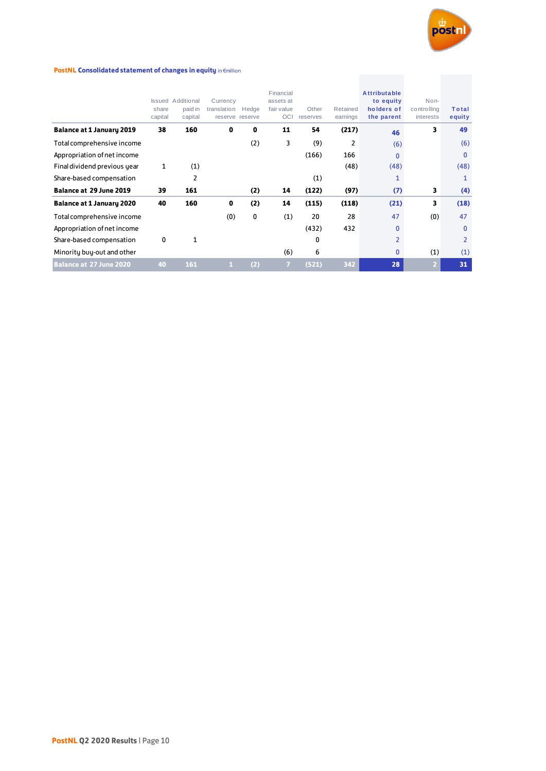## PostNL Consolidated statement of changes in equity in €million

| | Issued share capital | Additional paid in capital | Currency translation reserve | Hedge reserve | Financial assets at fair value OCI | Other reserves | Retained earnings | Attributable to equity holders of the parent | Non-controlling interests | Total equity |
|---|---|---|---|---|---|---|---|---|---|---|
| **Balance at 1 January 2019** | **38** | **160** | **0** | **0** | **11** | **54** | **(217)** | **46** | **3** | **49** |
| Total comprehensive income | | | | (2) | 3 | (9) | 2 | (6) | | (6) |
| Appropriation of net income | | | | | | (166) | 166 | 0 | | 0 |
| Final dividend previous year | 1 | (1) | | | | | (48) | (48) | | (48) |
| Share-based compensation | | 2 | | | | (1) | | 1 | | 1 |
| **Balance at 29 June 2019** | **39** | **161** | | **(2)** | **14** | **(122)** | **(97)** | **(7)** | **3** | **(4)** |
| **Balance at 1 January 2020** | **40** | **160** | **0** | **(2)** | **14** | **(115)** | **(118)** | **(21)** | **3** | **(18)** |
| Total comprehensive income | | | (0) | 0 | (1) | 20 | 28 | 47 | (0) | 47 |
| Appropriation of net income | | | | | | (432) | 432 | 0 | | 0 |
| Share-based compensation | 0 | 1 | | | | 0 | | 2 | | 2 |
| Minority buy-out and other | | | | | (6) | 6 | | 0 | (1) | (1) |
| **Balance at 27 June 2020** | **40** | **161** | **1** | **(2)** | **7** | **(521)** | **342** | **28** | **2** | **31** |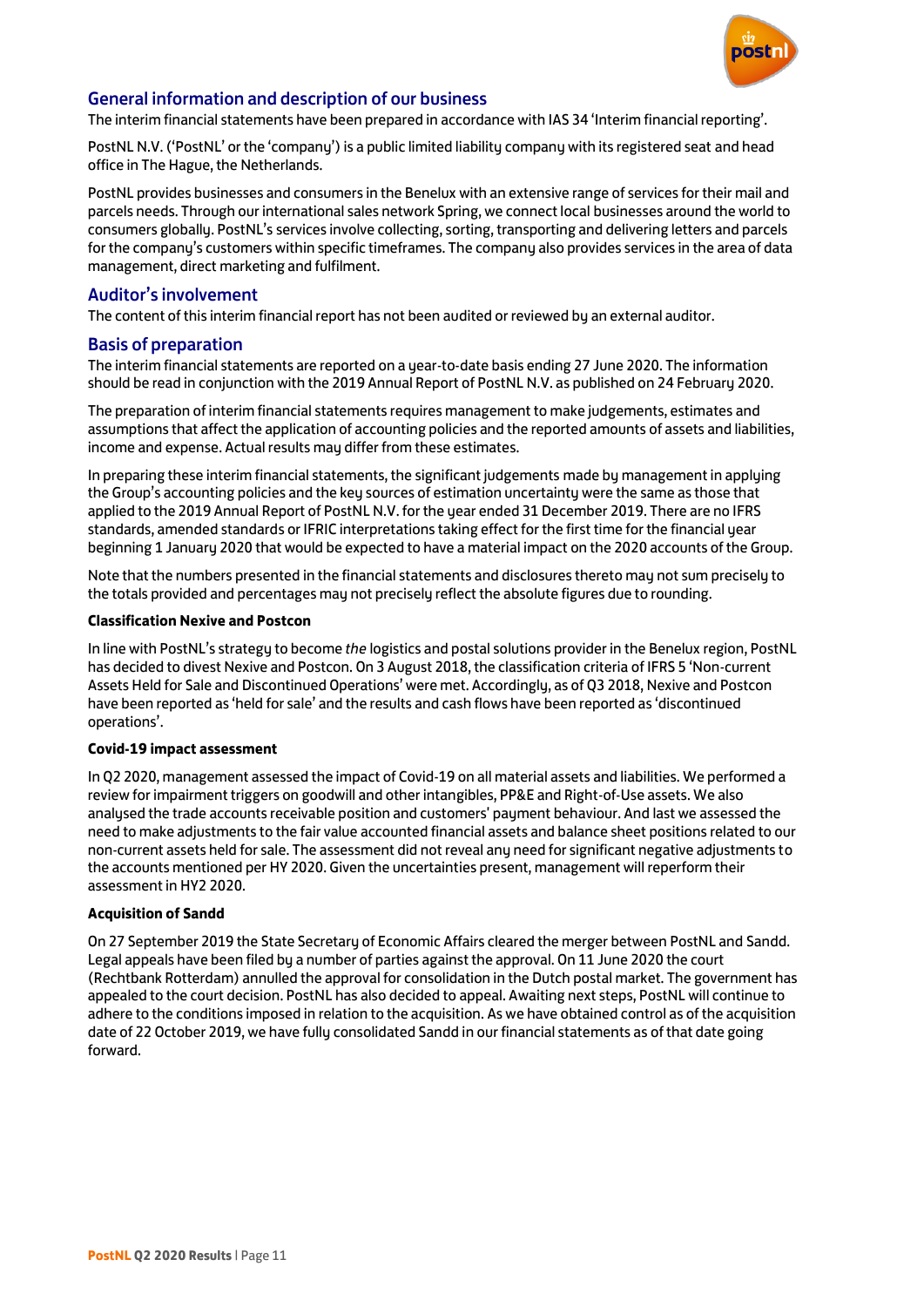## General information and description of our business

The interim financial statements have been prepared in accordance with IAS 34 'Interim financial reporting'.

PostNL N.V. ('PostNL' or the 'company') is a public limited liability company with its registered seat and head office in The Hague, the Netherlands.

PostNL provides businesses and consumers in the Benelux with an extensive range of services for their mail and parcels needs. Through our international sales network Spring, we connect local businesses around the world to consumers globally. PostNL's services involve collecting, sorting, transporting and delivering letters and parcels for the company's customers within specific timeframes. The company also provides services in the area of data management, direct marketing and fulfilment.

## Auditor's involvement

The content of this interim financial report has not been audited or reviewed by an external auditor.

## Basis of preparation

The interim financial statements are reported on a year-to-date basis ending 27 June 2020. The information should be read in conjunction with the 2019 Annual Report of PostNL N.V. as published on 24 February 2020.

The preparation of interim financial statements requires management to make judgements, estimates and assumptions that affect the application of accounting policies and the reported amounts of assets and liabilities, income and expense. Actual results may differ from these estimates.

In preparing these interim financial statements, the significant judgements made by management in applying the Group's accounting policies and the key sources of estimation uncertainty were the same as those that applied to the 2019 Annual Report of PostNL N.V. for the year ended 31 December 2019. There are no IFRS standards, amended standards or IFRIC interpretations taking effect for the first time for the financial year beginning 1 January 2020 that would be expected to have a material impact on the 2020 accounts of the Group.

Note that the numbers presented in the financial statements and disclosures thereto may not sum precisely to the totals provided and percentages may not precisely reflect the absolute figures due to rounding.

**Classification Nexive and Postcon**

In line with PostNL's strategy to become *the* logistics and postal solutions provider in the Benelux region, PostNL has decided to divest Nexive and Postcon. On 3 August 2018, the classification criteria of IFRS 5 'Non-current Assets Held for Sale and Discontinued Operations' were met. Accordingly, as of Q3 2018, Nexive and Postcon have been reported as 'held for sale' and the results and cash flows have been reported as 'discontinued operations'.

**Covid-19 impact assessment**

In Q2 2020, management assessed the impact of Covid-19 on all material assets and liabilities. We performed a review for impairment triggers on goodwill and other intangibles, PP&E and Right-of-Use assets. We also analysed the trade accounts receivable position and customers' payment behaviour. And last we assessed the need to make adjustments to the fair value accounted financial assets and balance sheet positions related to our non-current assets held for sale. The assessment did not reveal any need for significant negative adjustments to the accounts mentioned per HY 2020. Given the uncertainties present, management will reperform their assessment in HY2 2020.

**Acquisition of Sandd**

On 27 September 2019 the State Secretary of Economic Affairs cleared the merger between PostNL and Sandd. Legal appeals have been filed by a number of parties against the approval. On 11 June 2020 the court (Rechtbank Rotterdam) annulled the approval for consolidation in the Dutch postal market. The government has appealed to the court decision. PostNL has also decided to appeal. Awaiting next steps, PostNL will continue to adhere to the conditions imposed in relation to the acquisition. As we have obtained control as of the acquisition date of 22 October 2019, we have fully consolidated Sandd in our financial statements as of that date going forward.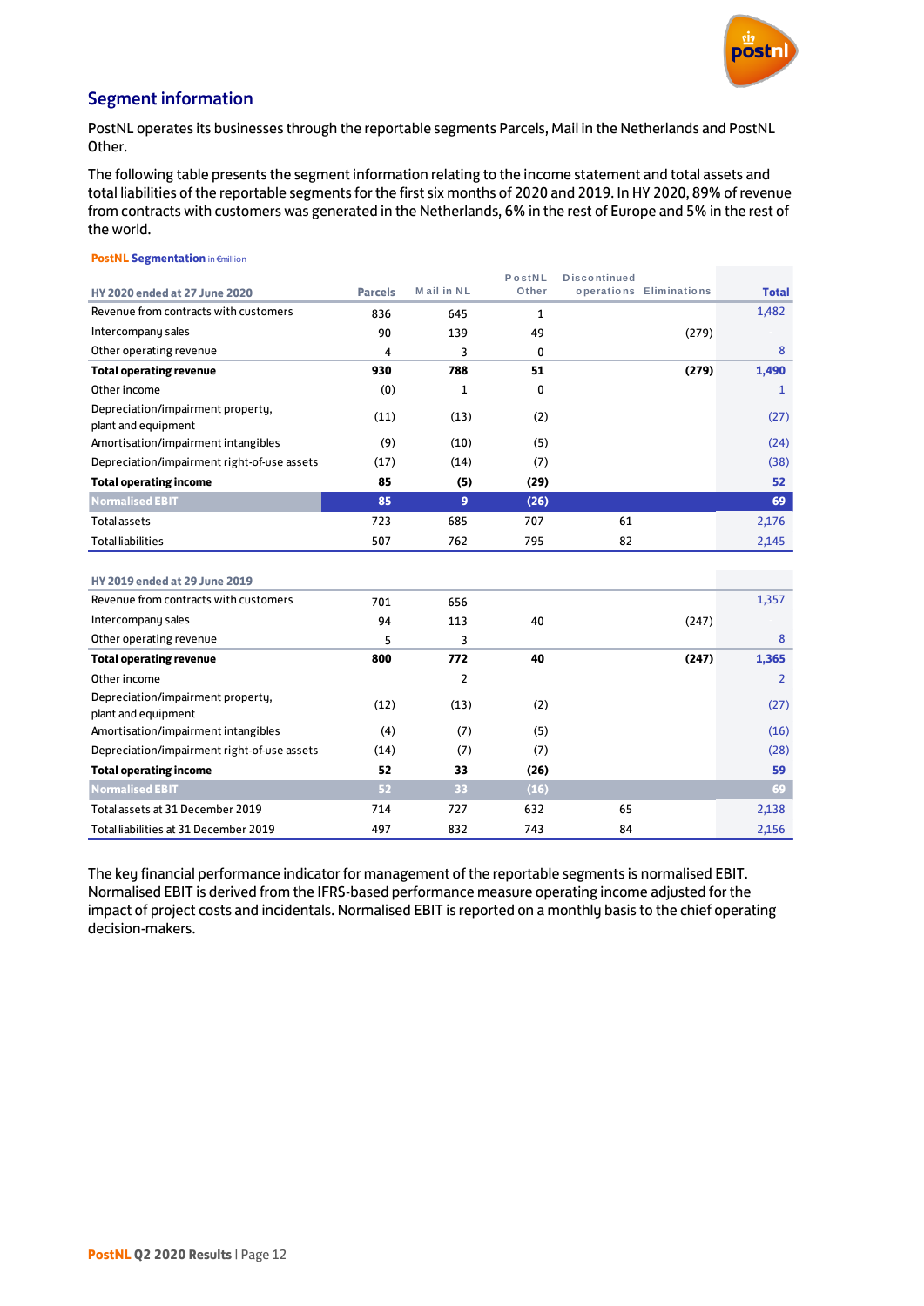## Segment information

PostNL operates its businesses through the reportable segments Parcels, Mail in the Netherlands and PostNL Other.

The following table presents the segment information relating to the income statement and total assets and total liabilities of the reportable segments for the first six months of 2020 and 2019. In HY 2020, 89% of revenue from contracts with customers was generated in the Netherlands, 6% in the rest of Europe and 5% in the rest of the world.

**PostNL Segmentation** in €million

| HY 2020 ended at 27 June 2020 | Parcels | Mail in NL | PostNL Other | Discontinued operations | Eliminations | Total |
|---|---|---|---|---|---|---|
| Revenue from contracts with customers | 836 | 645 | 1 | | | 1,482 |
| Intercompany sales | 90 | 139 | 49 | | (279) | |
| Other operating revenue | 4 | 3 | 0 | | | 8 |
| **Total operating revenue** | **930** | **788** | **51** | | **(279)** | **1,490** |
| Other income | (0) | 1 | 0 | | | 1 |
| Depreciation/impairment property, plant and equipment | (11) | (13) | (2) | | | (27) |
| Amortisation/impairment intangibles | (9) | (10) | (5) | | | (24) |
| Depreciation/impairment right-of-use assets | (17) | (14) | (7) | | | (38) |
| **Total operating income** | **85** | **(5)** | **(29)** | | | **52** |
| **Normalised EBIT** | **85** | **9** | **(26)** | | | **69** |
| Total assets | 723 | 685 | 707 | 61 | | 2,176 |
| Total liabilities | 507 | 762 | 795 | 82 | | 2,145 |
| | | | | | | |
| **HY 2019 ended at 29 June 2019** | | | | | | |
| Revenue from contracts with customers | 701 | 656 | | | | 1,357 |
| Intercompany sales | 94 | 113 | 40 | | (247) | |
| Other operating revenue | 5 | 3 | | | | 8 |
| **Total operating revenue** | **800** | **772** | **40** | | **(247)** | **1,365** |
| Other income | | 2 | | | | 2 |
| Depreciation/impairment property, plant and equipment | (12) | (13) | (2) | | | (27) |
| Amortisation/impairment intangibles | (4) | (7) | (5) | | | (16) |
| Depreciation/impairment right-of-use assets | (14) | (7) | (7) | | | (28) |
| **Total operating income** | **52** | **33** | **(26)** | | | **59** |
| **Normalised EBIT** | **52** | **33** | **(16)** | | | **69** |
| Total assets at 31 December 2019 | 714 | 727 | 632 | 65 | | 2,138 |
| Total liabilities at 31 December 2019 | 497 | 832 | 743 | 84 | | 2,156 |

The key financial performance indicator for management of the reportable segments is normalised EBIT. Normalised EBIT is derived from the IFRS-based performance measure operating income adjusted for the impact of project costs and incidentals. Normalised EBIT is reported on a monthly basis to the chief operating decision-makers.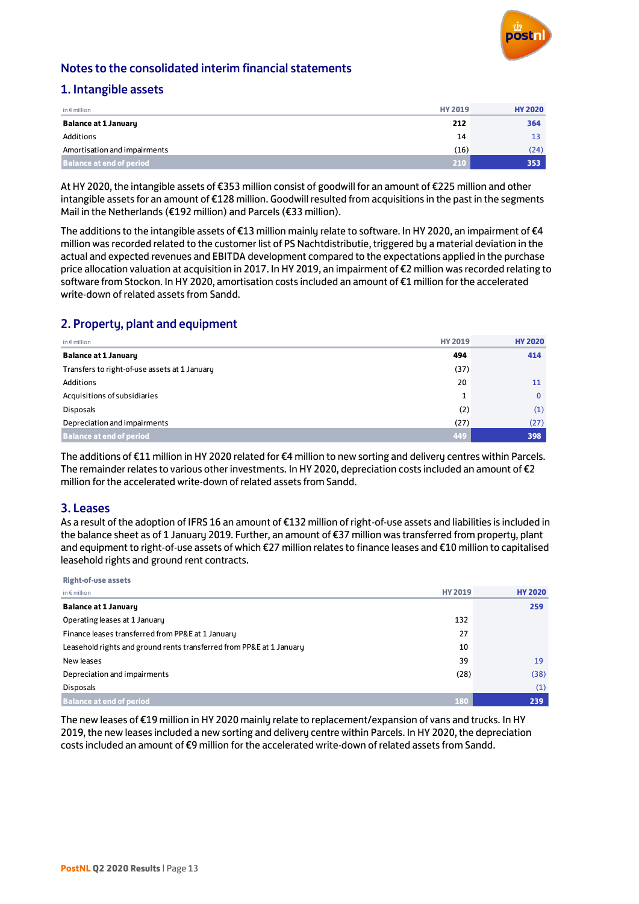## Notes to the consolidated interim financial statements

## 1. Intangible assets

| in € million | HY 2019 | HY 2020 |
|---|---|---|
| **Balance at 1 January** | **212** | **364** |
| Additions | 14 | 13 |
| Amortisation and impairments | (16) | (24) |
| **Balance at end of period** | **210** | **353** |

At HY 2020, the intangible assets of €353 million consist of goodwill for an amount of €225 million and other intangible assets for an amount of €128 million. Goodwill resulted from acquisitions in the past in the segments Mail in the Netherlands (€192 million) and Parcels (€33 million).

The additions to the intangible assets of €13 million mainly relate to software. In HY 2020, an impairment of €4 million was recorded related to the customer list of PS Nachtdistributie, triggered by a material deviation in the actual and expected revenues and EBITDA development compared to the expectations applied in the purchase price allocation valuation at acquisition in 2017. In HY 2019, an impairment of €2 million was recorded relating to software from Stockon. In HY 2020, amortisation costs included an amount of €1 million for the accelerated write-down of related assets from Sandd.

## 2. Property, plant and equipment

| in € million | HY 2019 | HY 2020 |
|---|---|---|
| **Balance at 1 January** | **494** | **414** |
| Transfers to right-of-use assets at 1 January | (37) | |
| Additions | 20 | 11 |
| Acquisitions of subsidiaries | 1 | 0 |
| Disposals | (2) | (1) |
| Depreciation and impairments | (27) | (27) |
| **Balance at end of period** | **449** | **398** |

The additions of €11 million in HY 2020 related for €4 million to new sorting and delivery centres within Parcels. The remainder relates to various other investments. In HY 2020, depreciation costs included an amount of €2 million for the accelerated write-down of related assets from Sandd.

## 3. Leases

As a result of the adoption of IFRS 16 an amount of €132 million of right-of-use assets and liabilities is included in the balance sheet as of 1 January 2019. Further, an amount of €37 million was transferred from property, plant and equipment to right-of-use assets of which €27 million relates to finance leases and €10 million to capitalised leasehold rights and ground rent contracts.

**Right-of-use assets**

| in € million | HY 2019 | HY 2020 |
|---|---|---|
| **Balance at 1 January** | | **259** |
| Operating leases at 1 January | 132 | |
| Finance leases transferred from PP&E at 1 January | 27 | |
| Leasehold rights and ground rents transferred from PP&E at 1 January | 10 | |
| New leases | 39 | 19 |
| Depreciation and impairments | (28) | (38) |
| Disposals | | (1) |
| **Balance at end of period** | **180** | **239** |

The new leases of €19 million in HY 2020 mainly relate to replacement/expansion of vans and trucks. In HY 2019, the new leases included a new sorting and delivery centre within Parcels. In HY 2020, the depreciation costs included an amount of €9 million for the accelerated write-down of related assets from Sandd.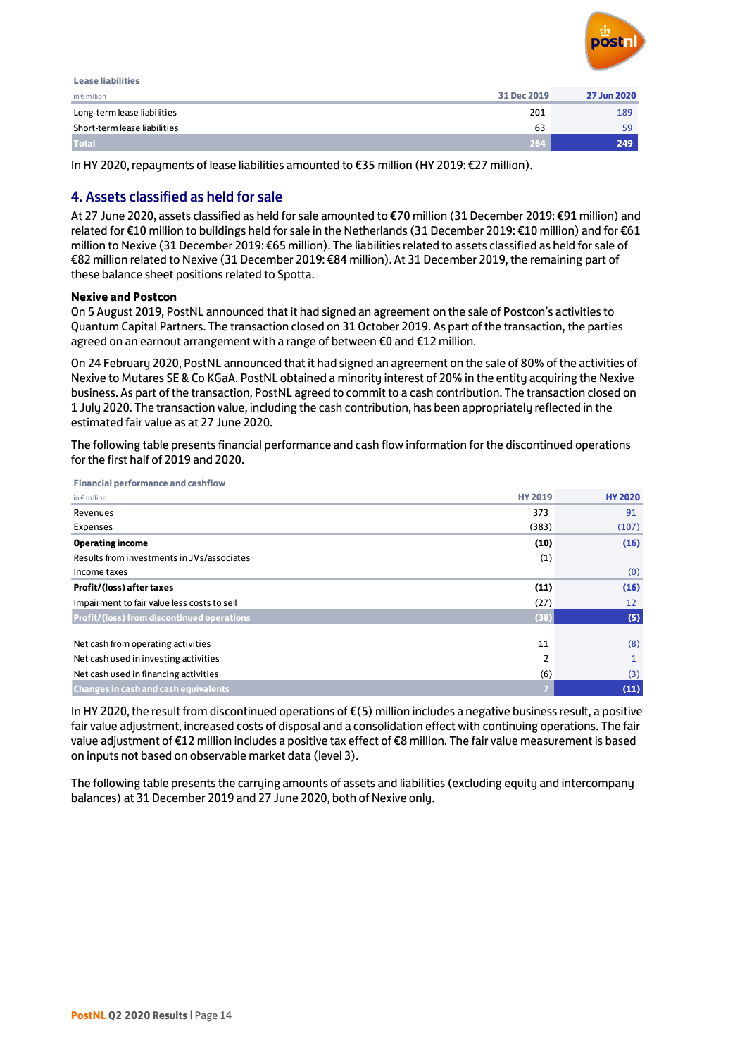**Lease liabilities**

| in € million | 31 Dec 2019 | 27 Jun 2020 |
|---|---|---|
| Long-term lease liabilities | 201 | 189 |
| Short-term lease liabilities | 63 | 59 |
| **Total** | **264** | **249** |

In HY 2020, repayments of lease liabilities amounted to €35 million (HY 2019: €27 million).

## 4. Assets classified as held for sale

At 27 June 2020, assets classified as held for sale amounted to €70 million (31 December 2019: €91 million) and related for €10 million to buildings held for sale in the Netherlands (31 December 2019: €10 million) and for €61 million to Nexive (31 December 2019: €65 million). The liabilities related to assets classified as held for sale of €82 million related to Nexive (31 December 2019: €84 million). At 31 December 2019, the remaining part of these balance sheet positions related to Spotta.

**Nexive and Postcon**

On 5 August 2019, PostNL announced that it had signed an agreement on the sale of Postcon's activities to Quantum Capital Partners. The transaction closed on 31 October 2019. As part of the transaction, the parties agreed on an earnout arrangement with a range of between €0 and €12 million.

On 24 February 2020, PostNL announced that it had signed an agreement on the sale of 80% of the activities of Nexive to Mutares SE & Co KGaA. PostNL obtained a minority interest of 20% in the entity acquiring the Nexive business. As part of the transaction, PostNL agreed to commit to a cash contribution. The transaction closed on 1 July 2020. The transaction value, including the cash contribution, has been appropriately reflected in the estimated fair value as at 27 June 2020.

The following table presents financial performance and cash flow information for the discontinued operations for the first half of 2019 and 2020.

**Financial performance and cashflow**

| in € million | HY 2019 | HY 2020 |
|---|---|---|
| Revenues | 373 | 91 |
| Expenses | (383) | (107) |
| **Operating income** | **(10)** | **(16)** |
| Results from investments in JVs/associates | (1) | |
| Income taxes | | (0) |
| **Profit/(loss) after taxes** | **(11)** | **(16)** |
| Impairment to fair value less costs to sell | (27) | 12 |
| **Profit/(loss) from discontinued operations** | **(38)** | **(5)** |
| | | |
| Net cash from operating activities | 11 | (8) |
| Net cash used in investing activities | 2 | 1 |
| Net cash used in financing activities | (6) | (3) |
| **Changes in cash and cash equivalents** | **7** | **(11)** |

In HY 2020, the result from discontinued operations of €(5) million includes a negative business result, a positive fair value adjustment, increased costs of disposal and a consolidation effect with continuing operations. The fair value adjustment of €12 million includes a positive tax effect of €8 million. The fair value measurement is based on inputs not based on observable market data (level 3).

The following table presents the carrying amounts of assets and liabilities (excluding equity and intercompany balances) at 31 December 2019 and 27 June 2020, both of Nexive only.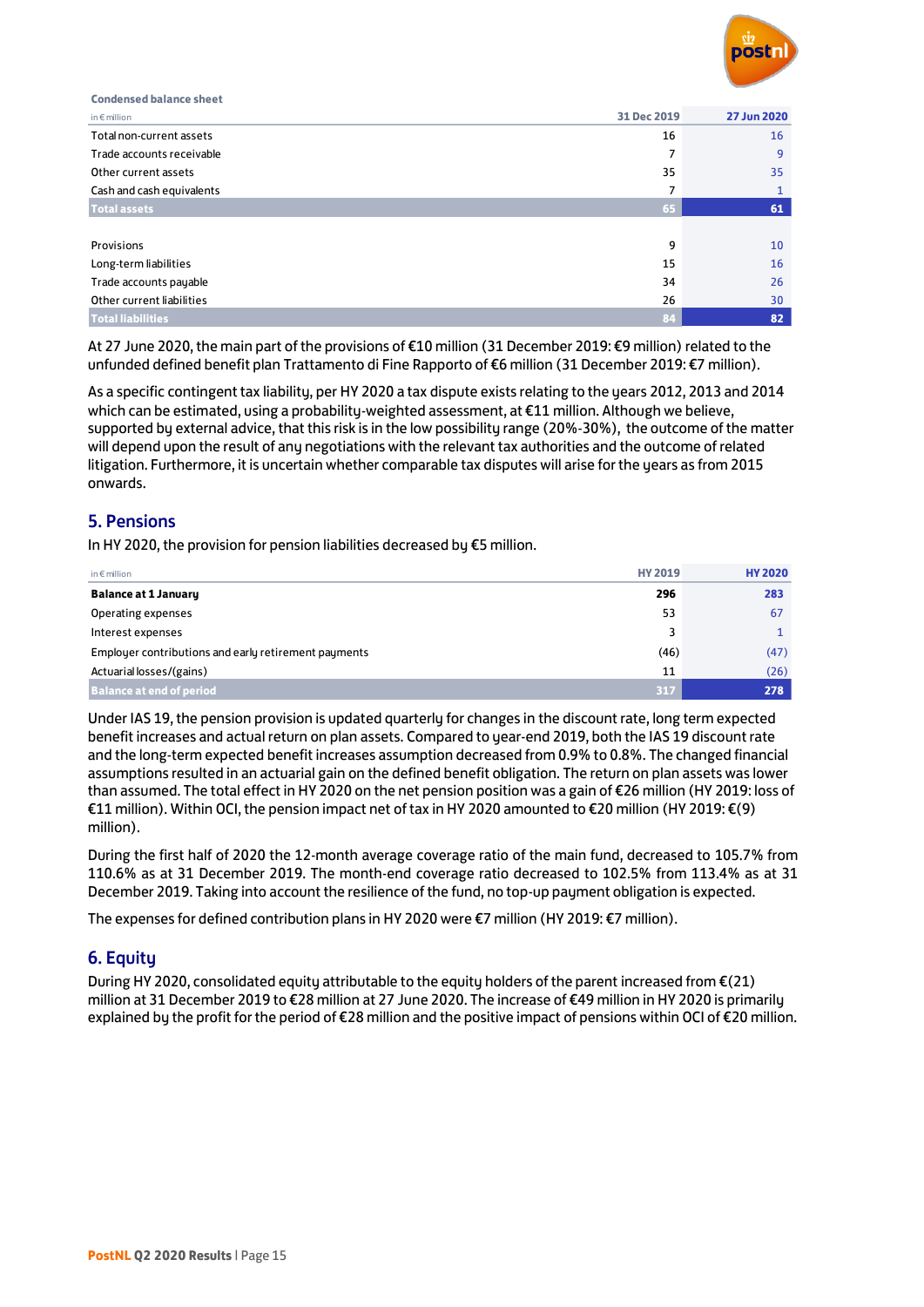**Condensed balance sheet**

| in € million | 31 Dec 2019 | 27 Jun 2020 |
|---|---|---|
| Total non-current assets | 16 | 16 |
| Trade accounts receivable | 7 | 9 |
| Other current assets | 35 | 35 |
| Cash and cash equivalents | 7 | 1 |
| **Total assets** | **65** | **61** |
| | | |
| Provisions | 9 | 10 |
| Long-term liabilities | 15 | 16 |
| Trade accounts payable | 34 | 26 |
| Other current liabilities | 26 | 30 |
| **Total liabilities** | **84** | **82** |

At 27 June 2020, the main part of the provisions of €10 million (31 December 2019: €9 million) related to the unfunded defined benefit plan Trattamento di Fine Rapporto of €6 million (31 December 2019: €7 million).

As a specific contingent tax liability, per HY 2020 a tax dispute exists relating to the years 2012, 2013 and 2014 which can be estimated, using a probability-weighted assessment, at €11 million. Although we believe, supported by external advice, that this risk is in the low possibility range (20%-30%), the outcome of the matter will depend upon the result of any negotiations with the relevant tax authorities and the outcome of related litigation. Furthermore, it is uncertain whether comparable tax disputes will arise for the years as from 2015 onwards.

## 5. Pensions

In HY 2020, the provision for pension liabilities decreased by €5 million.

| in € million | HY 2019 | HY 2020 |
|---|---|---|
| **Balance at 1 January** | **296** | **283** |
| Operating expenses | 53 | 67 |
| Interest expenses | 3 | 1 |
| Employer contributions and early retirement payments | (46) | (47) |
| Actuarial losses/(gains) | 11 | (26) |
| **Balance at end of period** | **317** | **278** |

Under IAS 19, the pension provision is updated quarterly for changes in the discount rate, long term expected benefit increases and actual return on plan assets. Compared to year-end 2019, both the IAS 19 discount rate and the long-term expected benefit increases assumption decreased from 0.9% to 0.8%. The changed financial assumptions resulted in an actuarial gain on the defined benefit obligation. The return on plan assets was lower than assumed. The total effect in HY 2020 on the net pension position was a gain of €26 million (HY 2019: loss of €11 million). Within OCI, the pension impact net of tax in HY 2020 amounted to €20 million (HY 2019: €(9) million).

During the first half of 2020 the 12-month average coverage ratio of the main fund, decreased to 105.7% from 110.6% as at 31 December 2019. The month-end coverage ratio decreased to 102.5% from 113.4% as at 31 December 2019. Taking into account the resilience of the fund, no top-up payment obligation is expected.

The expenses for defined contribution plans in HY 2020 were €7 million (HY 2019: €7 million).

## 6. Equity

During HY 2020, consolidated equity attributable to the equity holders of the parent increased from €(21) million at 31 December 2019 to €28 million at 27 June 2020. The increase of €49 million in HY 2020 is primarily explained by the profit for the period of €28 million and the positive impact of pensions within OCI of €20 million.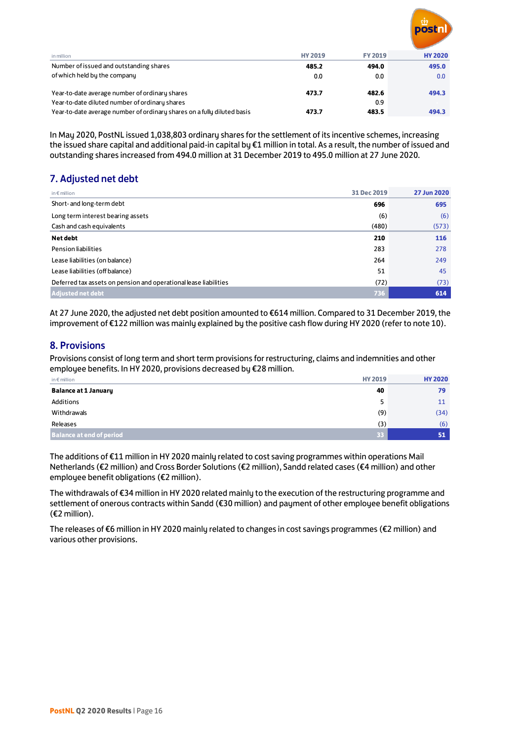| in million | HY 2019 | FY 2019 | HY 2020 |
|---|---|---|---|
| Number of issued and outstanding shares | **485.2** | **494.0** | **495.0** |
| of which held by the company | 0.0 | 0.0 | 0.0 |
| | | | |
| Year-to-date average number of ordinary shares | **473.7** | **482.6** | **494.3** |
| Year-to-date diluted number of ordinary shares | | 0.9 | |
| Year-to-date average number of ordinary shares on a fully diluted basis | **473.7** | **483.5** | **494.3** |

In May 2020, PostNL issued 1,038,803 ordinary shares for the settlement of its incentive schemes, increasing the issued share capital and additional paid-in capital by €1 million in total. As a result, the number of issued and outstanding shares increased from 494.0 million at 31 December 2019 to 495.0 million at 27 June 2020.

## 7. Adjusted net debt

| in € million | 31 Dec 2019 | 27 Jun 2020 |
|---|---|---|
| Short- and long-term debt | **696** | **695** |
| Long term interest bearing assets | (6) | (6) |
| Cash and cash equivalents | (480) | (573) |
| **Net debt** | **210** | **116** |
| Pension liabilities | 283 | 278 |
| Lease liabilities (on balance) | 264 | 249 |
| Lease liabilities (off balance) | 51 | 45 |
| Deferred tax assets on pension and operational lease liabilities | (72) | (73) |
| **Adjusted net debt** | **736** | **614** |

At 27 June 2020, the adjusted net debt position amounted to €614 million. Compared to 31 December 2019, the improvement of €122 million was mainly explained by the positive cash flow during HY 2020 (refer to note 10).

## 8. Provisions

Provisions consist of long term and short term provisions for restructuring, claims and indemnities and other employee benefits. In HY 2020, provisions decreased by €28 million.

| in € million | HY 2019 | HY 2020 |
|---|---|---|
| **Balance at 1 January** | **40** | **79** |
| Additions | 5 | 11 |
| Withdrawals | (9) | (34) |
| Releases | (3) | (6) |
| **Balance at end of period** | **33** | **51** |

The additions of €11 million in HY 2020 mainly related to cost saving programmes within operations Mail Netherlands (€2 million) and Cross Border Solutions (€2 million), Sandd related cases (€4 million) and other employee benefit obligations (€2 million).

The withdrawals of €34 million in HY 2020 related mainly to the execution of the restructuring programme and settlement of onerous contracts within Sandd (€30 million) and payment of other employee benefit obligations (€2 million).

The releases of €6 million in HY 2020 mainly related to changes in cost savings programmes (€2 million) and various other provisions.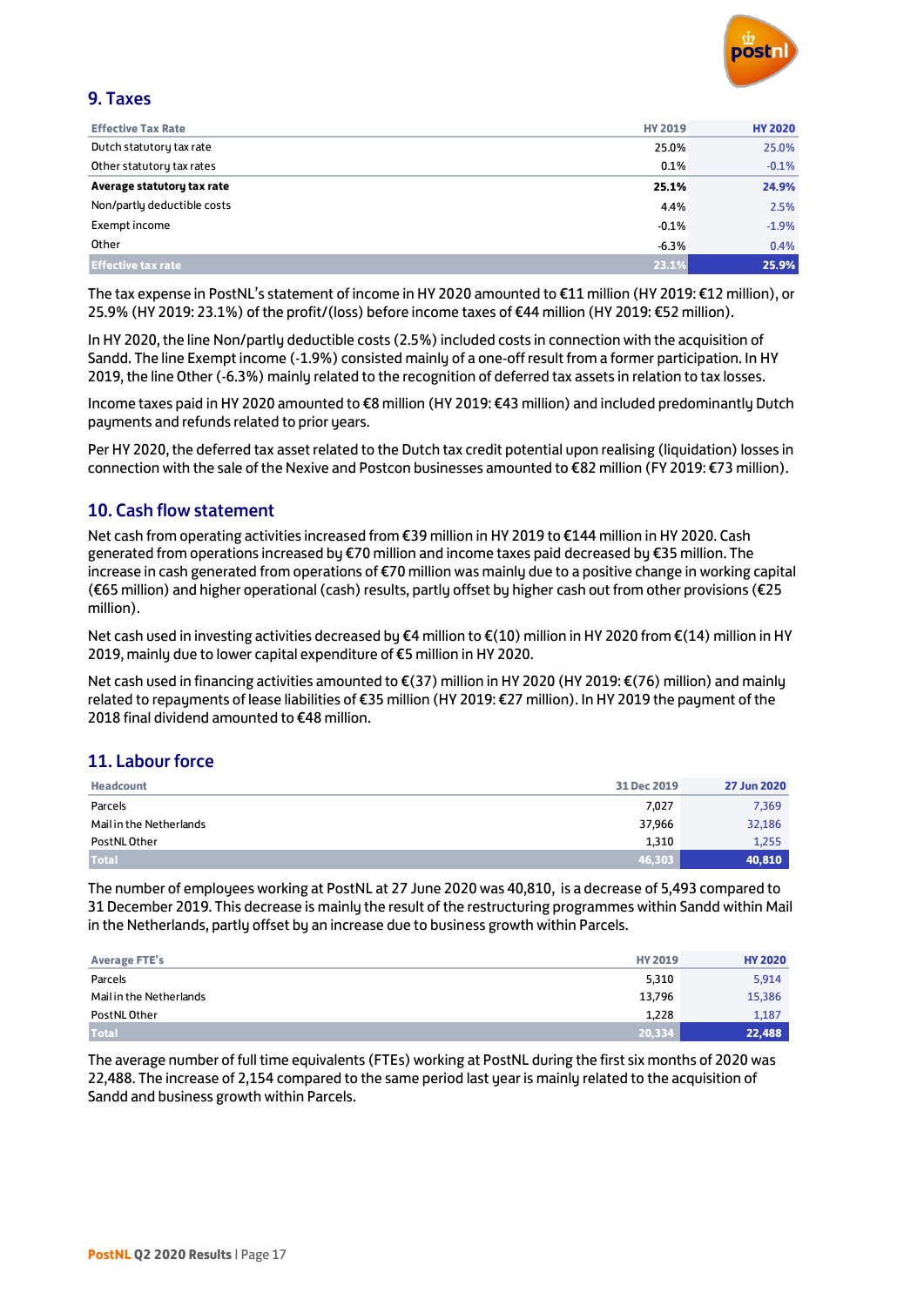## 9. Taxes

| Effective Tax Rate | HY 2019 | HY 2020 |
|---|---|---|
| Dutch statutory tax rate | 25.0% | 25.0% |
| Other statutory tax rates | 0.1% | -0.1% |
| **Average statutory tax rate** | **25.1%** | **24.9%** |
| Non/partly deductible costs | 4.4% | 2.5% |
| Exempt income | -0.1% | -1.9% |
| Other | -6.3% | 0.4% |
| **Effective tax rate** | **23.1%** | **25.9%** |

The tax expense in PostNL's statement of income in HY 2020 amounted to €11 million (HY 2019: €12 million), or 25.9% (HY 2019: 23.1%) of the profit/(loss) before income taxes of €44 million (HY 2019: €52 million).

In HY 2020, the line Non/partly deductible costs (2.5%) included costs in connection with the acquisition of Sandd. The line Exempt income (-1.9%) consisted mainly of a one-off result from a former participation. In HY 2019, the line Other (-6.3%) mainly related to the recognition of deferred tax assets in relation to tax losses.

Income taxes paid in HY 2020 amounted to €8 million (HY 2019: €43 million) and included predominantly Dutch payments and refunds related to prior years.

Per HY 2020, the deferred tax asset related to the Dutch tax credit potential upon realising (liquidation) losses in connection with the sale of the Nexive and Postcon businesses amounted to €82 million (FY 2019: €73 million).

## 10. Cash flow statement

Net cash from operating activities increased from €39 million in HY 2019 to €144 million in HY 2020. Cash generated from operations increased by €70 million and income taxes paid decreased by €35 million. The increase in cash generated from operations of €70 million was mainly due to a positive change in working capital (€65 million) and higher operational (cash) results, partly offset by higher cash out from other provisions (€25 million).

Net cash used in investing activities decreased by €4 million to €(10) million in HY 2020 from €(14) million in HY 2019, mainly due to lower capital expenditure of €5 million in HY 2020.

Net cash used in financing activities amounted to €(37) million in HY 2020 (HY 2019: €(76) million) and mainly related to repayments of lease liabilities of €35 million (HY 2019: €27 million). In HY 2019 the payment of the 2018 final dividend amounted to €48 million.

## 11. Labour force

| Headcount | 31 Dec 2019 | 27 Jun 2020 |
|---|---|---|
| Parcels | 7,027 | 7,369 |
| Mail in the Netherlands | 37,966 | 32,186 |
| PostNL Other | 1,310 | 1,255 |
| **Total** | **46,303** | **40,810** |

The number of employees working at PostNL at 27 June 2020 was 40,810, is a decrease of 5,493 compared to 31 December 2019. This decrease is mainly the result of the restructuring programmes within Sandd within Mail in the Netherlands, partly offset by an increase due to business growth within Parcels.

| Average FTE's | HY 2019 | HY 2020 |
|---|---|---|
| Parcels | 5,310 | 5,914 |
| Mail in the Netherlands | 13,796 | 15,386 |
| PostNL Other | 1,228 | 1,187 |
| **Total** | **20,334** | **22,488** |

The average number of full time equivalents (FTEs) working at PostNL during the first six months of 2020 was 22,488. The increase of 2,154 compared to the same period last year is mainly related to the acquisition of Sandd and business growth within Parcels.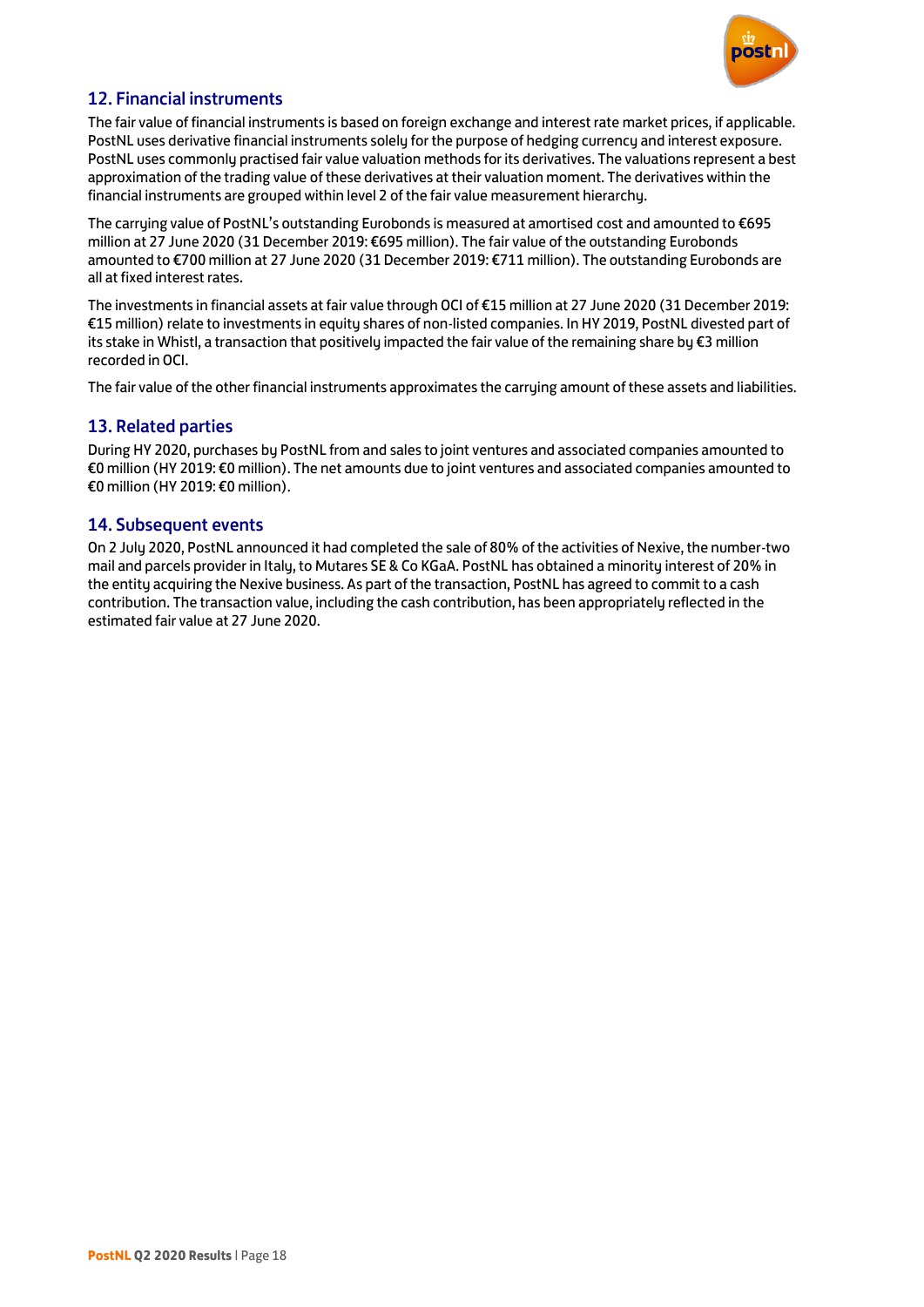## 12. Financial instruments

The fair value of financial instruments is based on foreign exchange and interest rate market prices, if applicable. PostNL uses derivative financial instruments solely for the purpose of hedging currency and interest exposure. PostNL uses commonly practised fair value valuation methods for its derivatives. The valuations represent a best approximation of the trading value of these derivatives at their valuation moment. The derivatives within the financial instruments are grouped within level 2 of the fair value measurement hierarchy.

The carrying value of PostNL's outstanding Eurobonds is measured at amortised cost and amounted to €695 million at 27 June 2020 (31 December 2019: €695 million). The fair value of the outstanding Eurobonds amounted to €700 million at 27 June 2020 (31 December 2019: €711 million). The outstanding Eurobonds are all at fixed interest rates.

The investments in financial assets at fair value through OCI of €15 million at 27 June 2020 (31 December 2019: €15 million) relate to investments in equity shares of non-listed companies. In HY 2019, PostNL divested part of its stake in Whistl, a transaction that positively impacted the fair value of the remaining share by €3 million recorded in OCI.

The fair value of the other financial instruments approximates the carrying amount of these assets and liabilities.

## 13. Related parties

During HY 2020, purchases by PostNL from and sales to joint ventures and associated companies amounted to €0 million (HY 2019: €0 million). The net amounts due to joint ventures and associated companies amounted to €0 million (HY 2019: €0 million).

## 14. Subsequent events

On 2 July 2020, PostNL announced it had completed the sale of 80% of the activities of Nexive, the number-two mail and parcels provider in Italy, to Mutares SE & Co KGaA. PostNL has obtained a minority interest of 20% in the entity acquiring the Nexive business. As part of the transaction, PostNL has agreed to commit to a cash contribution. The transaction value, including the cash contribution, has been appropriately reflected in the estimated fair value at 27 June 2020.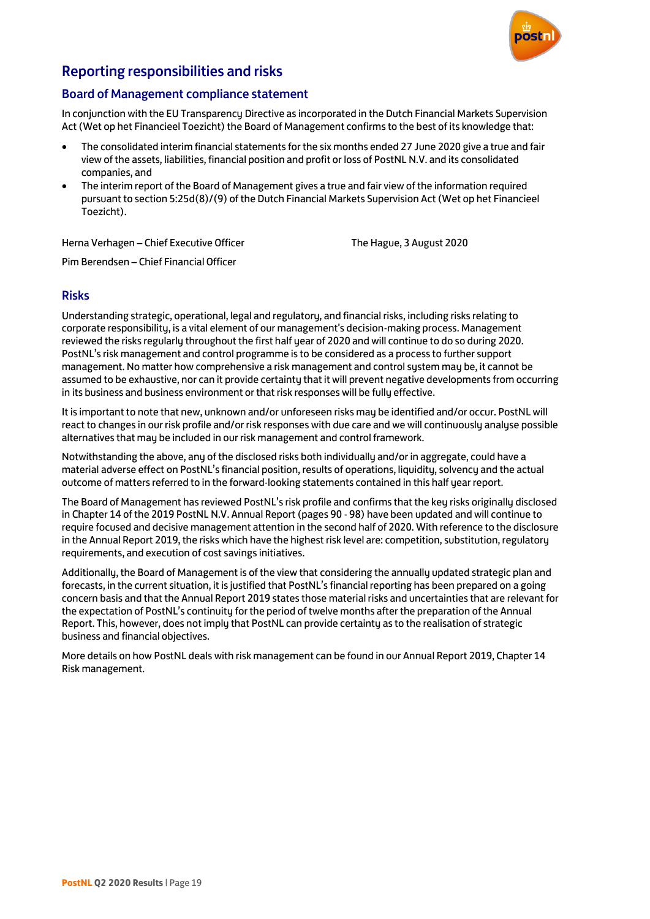# Reporting responsibilities and risks

## Board of Management compliance statement

In conjunction with the EU Transparency Directive as incorporated in the Dutch Financial Markets Supervision Act (Wet op het Financieel Toezicht) the Board of Management confirms to the best of its knowledge that:

- The consolidated interim financial statements for the six months ended 27 June 2020 give a true and fair view of the assets, liabilities, financial position and profit or loss of PostNL N.V. and its consolidated companies, and
- The interim report of the Board of Management gives a true and fair view of the information required pursuant to section 5:25d(8)/(9) of the Dutch Financial Markets Supervision Act (Wet op het Financieel Toezicht).

Herna Verhagen – Chief Executive Officer

The Hague, 3 August 2020

Pim Berendsen – Chief Financial Officer

## Risks

Understanding strategic, operational, legal and regulatory, and financial risks, including risks relating to corporate responsibility, is a vital element of our management's decision-making process. Management reviewed the risks regularly throughout the first half year of 2020 and will continue to do so during 2020. PostNL's risk management and control programme is to be considered as a process to further support management. No matter how comprehensive a risk management and control system may be, it cannot be assumed to be exhaustive, nor can it provide certainty that it will prevent negative developments from occurring in its business and business environment or that risk responses will be fully effective.

It is important to note that new, unknown and/or unforeseen risks may be identified and/or occur. PostNL will react to changes in our risk profile and/or risk responses with due care and we will continuously analyse possible alternatives that may be included in our risk management and control framework.

Notwithstanding the above, any of the disclosed risks both individually and/or in aggregate, could have a material adverse effect on PostNL's financial position, results of operations, liquidity, solvency and the actual outcome of matters referred to in the forward-looking statements contained in this half year report.

The Board of Management has reviewed PostNL's risk profile and confirms that the key risks originally disclosed in Chapter 14 of the 2019 PostNL N.V. Annual Report (pages 90 - 98) have been updated and will continue to require focused and decisive management attention in the second half of 2020. With reference to the disclosure in the Annual Report 2019, the risks which have the highest risk level are: competition, substitution, regulatory requirements, and execution of cost savings initiatives.

Additionally, the Board of Management is of the view that considering the annually updated strategic plan and forecasts, in the current situation, it is justified that PostNL's financial reporting has been prepared on a going concern basis and that the Annual Report 2019 states those material risks and uncertainties that are relevant for the expectation of PostNL's continuity for the period of twelve months after the preparation of the Annual Report. This, however, does not imply that PostNL can provide certainty as to the realisation of strategic business and financial objectives.

More details on how PostNL deals with risk management can be found in our Annual Report 2019, Chapter 14 Risk management.